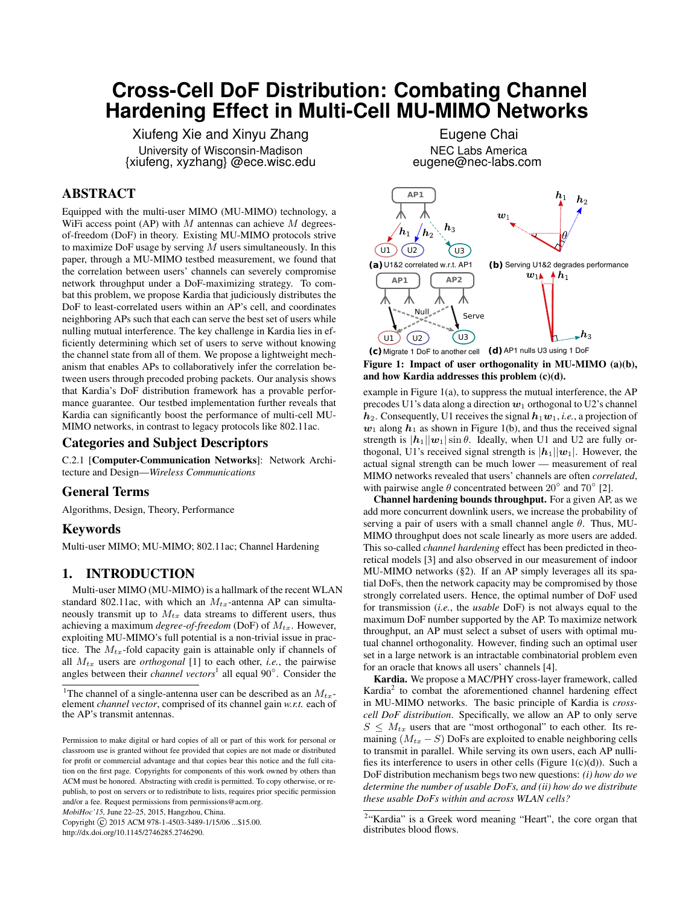# Cross-Cell DoF Distribution: Combating Channel Hardening Effect in Multi-Cell MU-MIMO Networks

Xiufeng Xie and Xinyu Zhang
University of Wisconsin-Madison
{xiufeng, xyzhang} @ece.wisc.edu

Eugene Chai
NEC Labs America
eugene@nec-labs.com

## ABSTRACT

Equipped with the multi-user MIMO (MU-MIMO) technology, a WiFi access point (AP) with $M$ antennas can achieve $M$ degrees-of-freedom (DoF) in theory. Existing MU-MIMO protocols strive to maximize DoF usage by serving $M$ users simultaneously. In this paper, through a MU-MIMO testbed measurement, we found that the correlation between users' channels can severely compromise network throughput under a DoF-maximizing strategy. To combat this problem, we propose Kardia that judiciously distributes the DoF to least-correlated users within an AP's cell, and coordinates neighboring APs such that each can serve the best set of users while nulling mutual interference. The key challenge in Kardia lies in efficiently determining which set of users to serve without knowing the channel state from all of them. We propose a lightweight mechanism that enables APs to collaboratively infer the correlation between users through precoded probing packets. Our analysis shows that Kardia's DoF distribution framework has a provable performance guarantee. Our testbed implementation further reveals that Kardia can significantly boost the performance of multi-cell MU-MIMO networks, in contrast to legacy protocols like 802.11ac.

## Categories and Subject Descriptors

C.2.1 [**Computer-Communication Networks**]: Network Architecture and Design—*Wireless Communications*

## General Terms

Algorithms, Design, Theory, Performance

## Keywords

Multi-user MIMO; MU-MIMO; 802.11ac; Channel Hardening

## 1. INTRODUCTION

Multi-user MIMO (MU-MIMO) is a hallmark of the recent WLAN standard 802.11ac, with which an $M_{tx}$-antenna AP can simultaneously transmit up to $M_{tx}$ data streams to different users, thus achieving a maximum *degree-of-freedom* (DoF) of $M_{tx}$. However, exploiting MU-MIMO's full potential is a non-trivial issue in practice. The $M_{tx}$-fold capacity gain is attainable only if channels of all $M_{tx}$ users are *orthogonal* [1] to each other, *i.e.*, the pairwise angles between their *channel vectors*[1] all equal 90°. Consider the example in Figure 1(a), to suppress the mutual interference, the AP precodes U1's data along a direction $\boldsymbol{w}_1$ orthogonal to U2's channel $\boldsymbol{h}_2$. Consequently, U1 receives the signal $\boldsymbol{h}_1\boldsymbol{w}_1$, *i.e.*, a projection of $\boldsymbol{w}_1$ along $\boldsymbol{h}_1$ as shown in Figure 1(b), and thus the received signal strength is $|\boldsymbol{h}_1||\boldsymbol{w}_1|\sin\theta$. Ideally, when U1 and U2 are fully orthogonal, U1's received signal strength is $|\boldsymbol{h}_1||\boldsymbol{w}_1|$. However, the actual signal strength can be much lower — measurement of real MIMO networks revealed that users' channels are often *correlated*, with pairwise angle $\theta$ concentrated between 20° and 70° [2].

**Figure 1: Impact of user orthogonality in MU-MIMO (a)(b), and how Kardia addresses this problem (c)(d).** (a) U1&2 correlated w.r.t. AP1; (b) Serving U1&2 degrades performance; (c) Migrate 1 DoF to another cell; (d) AP1 nulls U3 using 1 DoF

**Channel hardening bounds throughput.** For a given AP, as we add more concurrent downlink users, we increase the probability of serving a pair of users with a small channel angle $\theta$. Thus, MU-MIMO throughput does not scale linearly as more users are added. This so-called *channel hardening* effect has been predicted in theoretical models [3] and also observed in our measurement of indoor MU-MIMO networks (§2). If an AP simply leverages all its spatial DoFs, then the network capacity may be compromised by those strongly correlated users. Hence, the optimal number of DoF used for transmission (*i.e.*, the *usable* DoF) is not always equal to the maximum DoF number supported by the AP. To maximize network throughput, an AP must select a subset of users with optimal mutual channel orthogonality. However, finding such an optimal user set in a large network is an intractable combinatorial problem even for an oracle that knows all users' channels [4].

**Kardia.** We propose a MAC/PHY cross-layer framework, called Kardia[2] to combat the aforementioned channel hardening effect in MU-MIMO networks. The basic principle of Kardia is *cross-cell DoF distribution*. Specifically, we allow an AP to only serve $S \le M_{tx}$ users that are "most orthogonal" to each other. Its remaining $(M_{tx} - S)$ DoFs are exploited to enable neighboring cells to transmit in parallel. While serving its own users, each AP nullifies its interference to users in other cells (Figure 1(c)(d)). Such a DoF distribution mechanism begs two new questions: *(i) how do we determine the number of usable DoFs, and (ii) how do we distribute these usable DoFs within and across WLAN cells?*

[1] The channel of a single-antenna user can be described as an $M_{tx}$-element *channel vector*, comprised of its channel gain *w.r.t.* each of the AP's transmit antennas.

[2] "Kardia" is a Greek word meaning "Heart", the core organ that distributes blood flows.

Permission to make digital or hard copies of all or part of this work for personal or classroom use is granted without fee provided that copies are not made or distributed for profit or commercial advantage and that copies bear this notice and the full citation on the first page. Copyrights for components of this work owned by others than ACM must be honored. Abstracting with credit is permitted. To copy otherwise, or republish, to post on servers or to redistribute to lists, requires prior specific permission and/or a fee. Request permissions from permissions@acm.org.
*MobiHoc'15,* June 22–25, 2015, Hangzhou, China.
Copyright © 2015 ACM 978-1-4503-3489-1/15/06 ...$15.00.
http://dx.doi.org/10.1145/2746285.2746290.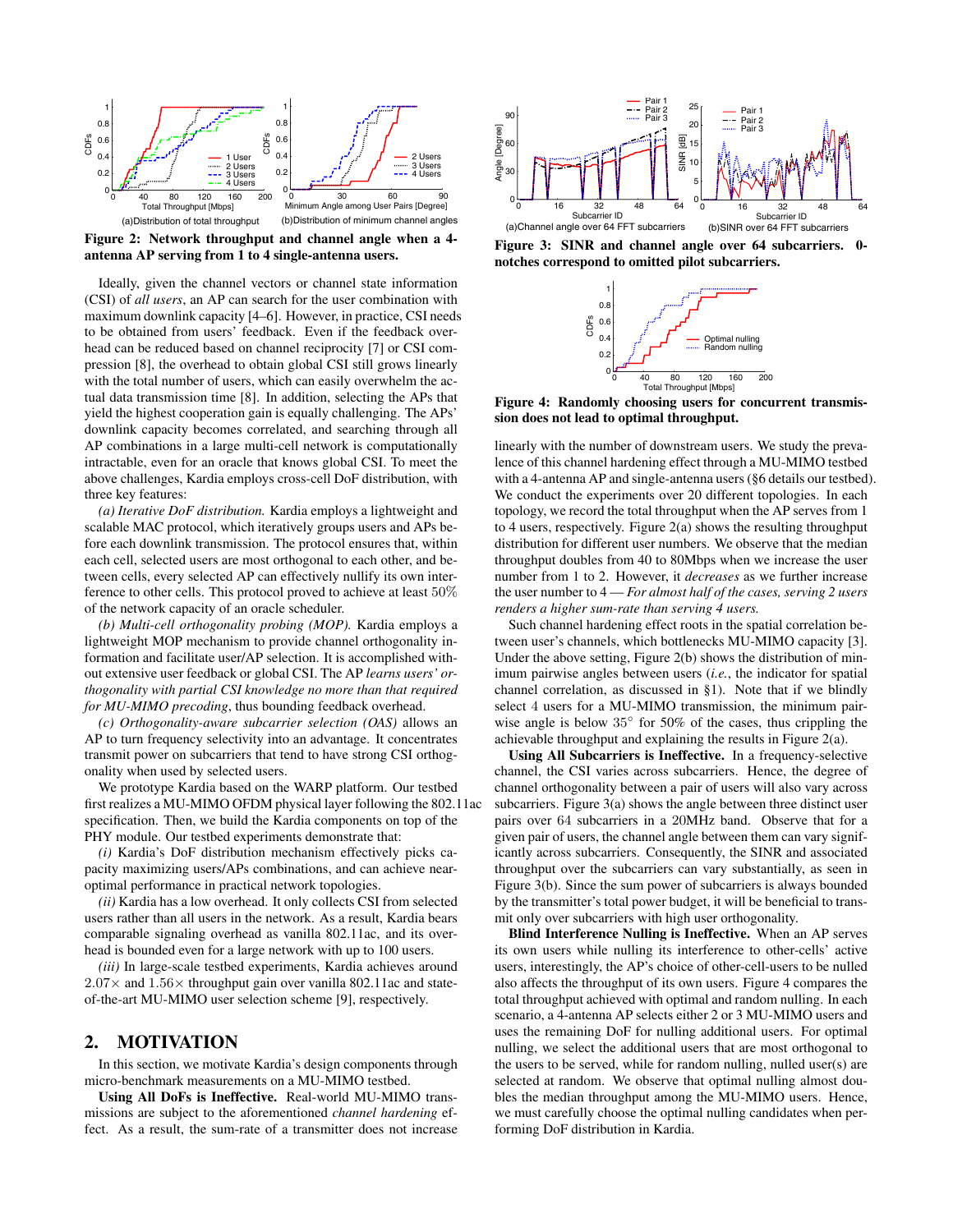1
0.8
0.6
0.4
0.2
0
CDFs
0 40 80 120 160 200
Total Throughput [Mbps]
1 User
2 Users
3 Users
4 Users
(a)Distribution of total throughput

1
0.8
0.6
0.4
0.2
0
CDFs
0 30 60 90
Minimum Angle among User Pairs [Degree]
2 Users
3 Users
4 Users
(b)Distribution of minimum channel angles

**Figure 2: Network throughput and channel angle when a 4-antenna AP serving from 1 to 4 single-antenna users.**

Ideally, given the channel vectors or channel state information (CSI) of *all users*, an AP can search for the user combination with maximum downlink capacity [4–6]. However, in practice, CSI needs to be obtained from users' feedback. Even if the feedback overhead can be reduced based on channel reciprocity [7] or CSI compression [8], the overhead to obtain global CSI still grows linearly with the total number of users, which can easily overwhelm the actual data transmission time [8]. In addition, selecting the APs that yield the highest cooperation gain is equally challenging. The APs' downlink capacity becomes correlated, and searching through all AP combinations in a large multi-cell network is computationally intractable, even for an oracle that knows global CSI. To meet the above challenges, Kardia employs cross-cell DoF distribution, with three key features:

*(a) Iterative DoF distribution.* Kardia employs a lightweight and scalable MAC protocol, which iteratively groups users and APs before each downlink transmission. The protocol ensures that, within each cell, selected users are most orthogonal to each other, and between cells, every selected AP can effectively nullify its own interference to other cells. This protocol proved to achieve at least 50% of the network capacity of an oracle scheduler.

*(b) Multi-cell orthogonality probing (MOP).* Kardia employs a lightweight MOP mechanism to provide channel orthogonality information and facilitate user/AP selection. It is accomplished without extensive user feedback or global CSI. The AP *learns users' orthogonality with partial CSI knowledge no more than that required for MU-MIMO precoding*, thus bounding feedback overhead.

*(c) Orthogonality-aware subcarrier selection (OAS)* allows an AP to turn frequency selectivity into an advantage. It concentrates transmit power on subcarriers that tend to have strong CSI orthogonality when used by selected users.

We prototype Kardia based on the WARP platform. Our testbed first realizes a MU-MIMO OFDM physical layer following the 802.11ac specification. Then, we build the Kardia components on top of the PHY module. Our testbed experiments demonstrate that:

*(i)* Kardia's DoF distribution mechanism effectively picks capacity maximizing users/APs combinations, and can achieve near-optimal performance in practical network topologies.

*(ii)* Kardia has a low overhead. It only collects CSI from selected users rather than all users in the network. As a result, Kardia bears comparable signaling overhead as vanilla 802.11ac, and its overhead is bounded even for a large network with up to 100 users.

*(iii)* In large-scale testbed experiments, Kardia achieves around $2.07\times$ and $1.56\times$ throughput gain over vanilla 802.11ac and state-of-the-art MU-MIMO user selection scheme [9], respectively.

## 2. MOTIVATION

In this section, we motivate Kardia's design components through micro-benchmark measurements on a MU-MIMO testbed.

**Using All DoFs is Ineffective.** Real-world MU-MIMO transmissions are subject to the aforementioned *channel hardening* effect. As a result, the sum-rate of a transmitter does not increase linearly with the number of downstream users. We study the prevalence of this channel hardening effect through a MU-MIMO testbed with a 4-antenna AP and single-antenna users (§6 details our testbed). We conduct the experiments over 20 different topologies. In each topology, we record the total throughput when the AP serves from 1 to 4 users, respectively. Figure 2(a) shows the resulting throughput distribution for different user numbers. We observe that the median throughput doubles from 40 to 80Mbps when we increase the user number from 1 to 2. However, it *decreases* as we further increase the user number to 4 — *For almost half of the cases, serving 2 users renders a higher sum-rate than serving 4 users.*

Such channel hardening effect roots in the spatial correlation between user's channels, which bottlenecks MU-MIMO capacity [3]. Under the above setting, Figure 2(b) shows the distribution of minimum pairwise angles between users (*i.e.*, the indicator for spatial channel correlation, as discussed in §1). Note that if we blindly select 4 users for a MU-MIMO transmission, the minimum pairwise angle is below $35^\circ$ for 50% of the cases, thus crippling the achievable throughput and explaining the results in Figure 2(a).

**Using All Subcarriers is Ineffective.** In a frequency-selective channel, the CSI varies across subcarriers. Hence, the degree of channel orthogonality between a pair of users will also vary across subcarriers. Figure 3(a) shows the angle between three distinct user pairs over 64 subcarriers in a 20MHz band. Observe that for a given pair of users, the channel angle between them can vary significantly across subcarriers. Consequently, the SINR and associated throughput over the subcarriers can vary substantially, as seen in Figure 3(b). Since the sum power of subcarriers is always bounded by the transmitter's total power budget, it will be beneficial to transmit only over subcarriers with high user orthogonality.

Angle [Degree]
90
60
30
0
0 16 32 48 64
Subcarrier ID
Pair 1
Pair 2
Pair 3
(a)Channel angle over 64 FFT subcarriers

SINR [dB]
25
20
15
10
5
0
0 16 32 48 64
Subcarrier ID
Pair 1
Pair 2
Pair 3
(b)SINR over 64 FFT subcarriers

**Figure 3: SINR and channel angle over 64 subcarriers. 0-notches correspond to omitted pilot subcarriers.**

1
0.8
0.6
0.4
0.2
0
CDFs
0 40 80 120 160 200
Total Throughput [Mbps]
Optimal nulling
Random nulling

**Figure 4: Randomly choosing users for concurrent transmission does not lead to optimal throughput.**

**Blind Interference Nulling is Ineffective.** When an AP serves its own users while nulling its interference to other-cells' active users, interestingly, the AP's choice of other-cell-users to be nulled also affects the throughput of its own users. Figure 4 compares the total throughput achieved with optimal and random nulling. In each scenario, a 4-antenna AP selects either 2 or 3 MU-MIMO users and uses the remaining DoF for nulling additional users. For optimal nulling, we select the additional users that are most orthogonal to the users to be served, while for random nulling, nulled user(s) are selected at random. We observe that optimal nulling almost doubles the median throughput among the MU-MIMO users. Hence, we must carefully choose the optimal nulling candidates when performing DoF distribution in Kardia.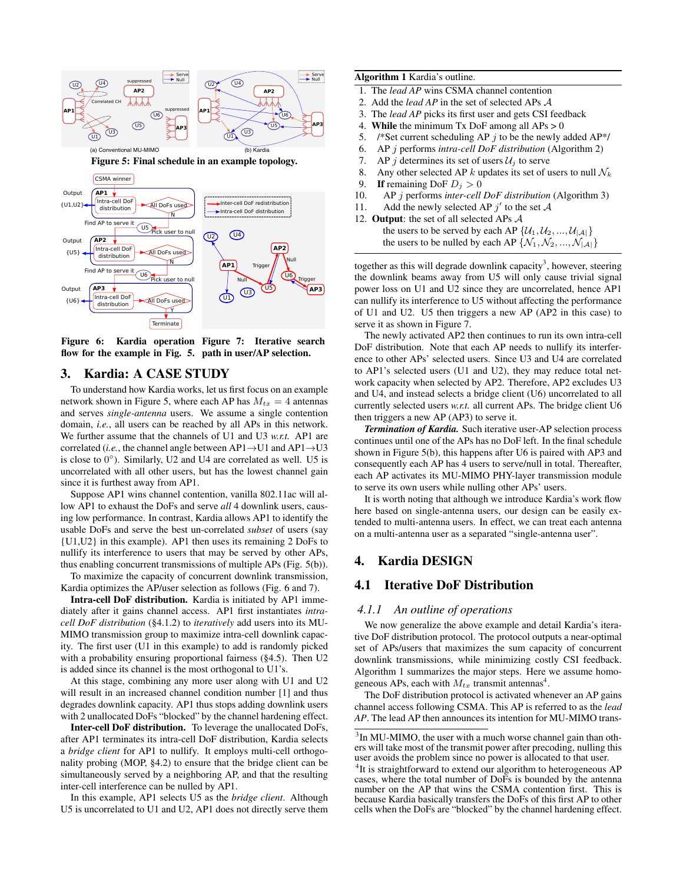Figure 5: Final schedule in an example topology.

Figure 6: Kardia operation flow for the example in Fig. 5.

Figure 7: Iterative search path in user/AP selection.

## 3. Kardia: A CASE STUDY

To understand how Kardia works, let us first focus on an example network shown in Figure 5, where each AP has $M_{tx} = 4$ antennas and serves *single-antenna* users. We assume a single contention domain, *i.e.*, all users can be reached by all APs in this network. We further assume that the channels of U1 and U3 *w.r.t.* AP1 are correlated (*i.e.*, the channel angle between AP1→U1 and AP1→U3 is close to 0°). Similarly, U2 and U4 are correlated as well. U5 is uncorrelated with all other users, but has the lowest channel gain since it is furthest away from AP1.

Suppose AP1 wins channel contention, vanilla 802.11ac will allow AP1 to exhaust the DoFs and serve *all* 4 downlink users, causing low performance. In contrast, Kardia allows AP1 to identify the usable DoFs and serve the best un-correlated *subset* of users (say {U1,U2} in this example). AP1 then uses its remaining 2 DoFs to nullify its interference to users that may be served by other APs, thus enabling concurrent transmissions of multiple APs (Fig. 5(b)).

To maximize the capacity of concurrent downlink transmission, Kardia optimizes the AP/user selection as follows (Fig. 6 and 7).

**Intra-cell DoF distribution.** Kardia is initiated by AP1 immediately after it gains channel access. AP1 first instantiates *intra-cell DoF distribution* (§4.1.2) to *iteratively* add users into its MU-MIMO transmission group to maximize intra-cell downlink capacity. The first user (U1 in this example) to add is randomly picked with a probability ensuring proportional fairness (§4.5). Then U2 is added since its channel is the most orthogonal to U1's.

At this stage, combining any more user along with U1 and U2 will result in an increased channel condition number [1] and thus degrades downlink capacity. AP1 thus stops adding downlink users with 2 unallocated DoFs "blocked" by the channel hardening effect.

**Inter-cell DoF distribution.** To leverage the unallocated DoFs, after AP1 terminates its intra-cell DoF distribution, Kardia selects a *bridge client* for AP1 to nullify. It employs multi-cell orthogonality probing (MOP, §4.2) to ensure that the bridge client can be simultaneously served by a neighboring AP, and that the resulting inter-cell interference can be nulled by AP1.

In this example, AP1 selects U5 as the *bridge client*. Although U5 is uncorrelated to U1 and U2, AP1 does not directly serve them together as this will degrade downlink capacity[3], however, steering the downlink beams away from U5 will only cause trivial signal power loss on U1 and U2 since they are uncorrelated, hence AP1 can nullify its interference to U5 without affecting the performance of U1 and U2. U5 then triggers a new AP (AP2 in this case) to serve it as shown in Figure 7.

The newly activated AP2 then continues to run its own intra-cell DoF distribution. Note that each AP needs to nullify its interference to other APs' selected users. Since U3 and U4 are correlated to AP1's selected users (U1 and U2), they may reduce total network capacity when selected by AP2. Therefore, AP2 excludes U3 and U4, and instead selects a bridge client (U6) uncorrelated to all currently selected users *w.r.t.* all current APs. The bridge client U6 then triggers a new AP (AP3) to serve it.

***Termination of Kardia.*** Such iterative user-AP selection process continues until one of the APs has no DoF left. In the final schedule shown in Figure 5(b), this happens after U6 is paired with AP3 and consequently each AP has 4 users to serve/null in total. Thereafter, each AP activates its MU-MIMO PHY-layer transmission module to serve its own users while nulling other APs' users.

It is worth noting that although we introduce Kardia's work flow here based on single-antenna users, our design can be easily extended to multi-antenna users. In effect, we can treat each antenna on a multi-antenna user as a separated "single-antenna user".

**Algorithm 1** Kardia's outline.

1. The *lead AP* wins CSMA channel contention
2. Add the *lead AP* in the set of selected APs $\mathcal{A}$
3. The *lead AP* picks its first user and gets CSI feedback
4. **While** the minimum Tx DoF among all APs > 0
5. /\*Set current scheduling AP $j$ to be the newly added AP\*/
6. AP $j$ performs *intra-cell DoF distribution* (Algorithm 2)
7. AP $j$ determines its set of users $\mathcal{U}_j$ to serve
8. Any other selected AP $k$ updates its set of users to null $\mathcal{N}_k$
9. **If** remaining DoF $D_j > 0$
10. AP $j$ performs *inter-cell DoF distribution* (Algorithm 3)
11. Add the newly selected AP $j'$ to the set $\mathcal{A}$
12. **Output**: the set of all selected APs $\mathcal{A}$
    the users to be served by each AP $\{\mathcal{U}_1, \mathcal{U}_2, ..., \mathcal{U}_{|\mathcal{A}|}\}$
    the users to be nulled by each AP $\{\mathcal{N}_1, \mathcal{N}_2, ..., \mathcal{N}_{|\mathcal{A}|}\}$

## 4. Kardia DESIGN

### 4.1 Iterative DoF Distribution

#### 4.1.1 An outline of operations

We now generalize the above example and detail Kardia's iterative DoF distribution protocol. The protocol outputs a near-optimal set of APs/users that maximizes the sum capacity of concurrent downlink transmissions, while minimizing costly CSI feedback. Algorithm 1 summarizes the major steps. Here we assume homogeneous APs, each with $M_{tx}$ transmit antennas[4].

The DoF distribution protocol is activated whenever an AP gains channel access following CSMA. This AP is referred to as the *lead AP*. The lead AP then announces its intention for MU-MIMO trans-

[3] In MU-MIMO, the user with a much worse channel gain than others will take most of the transmit power after precoding, nulling this user avoids the problem since no power is allocated to that user.

[4] It is straightforward to extend our algorithm to heterogeneous AP cases, where the total number of DoFs is bounded by the antenna number on the AP that wins the CSMA contention first. This is because Kardia basically transfers the DoFs of this first AP to other cells when the DoFs are "blocked" by the channel hardening effect.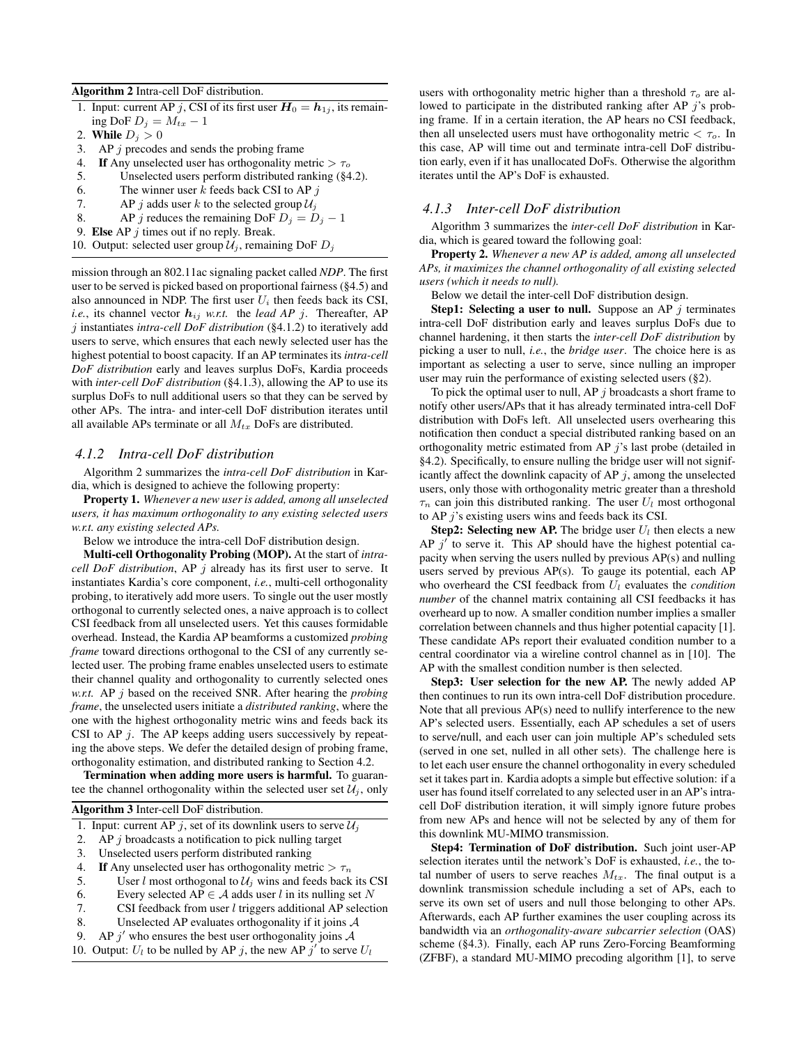**Algorithm 2** Intra-cell DoF distribution.

1. Input: current AP $j$, CSI of its first user $\boldsymbol{H}_0 = \boldsymbol{h}_{1j}$, its remaining DoF $D_j = M_{tx} - 1$
2. **While** $D_j > 0$
3. AP $j$ precodes and sends the probing frame
4. **If** Any unselected user has orthogonality metric $> \tau_o$
5. Unselected users perform distributed ranking (§4.2).
6. The winner user $k$ feeds back CSI to AP $j$
7. AP $j$ adds user $k$ to the selected group $\mathcal{U}_j$
8. AP $j$ reduces the remaining DoF $D_j = D_j - 1$
9. **Else** AP $j$ times out if no reply. Break.
10. Output: selected user group $\mathcal{U}_j$, remaining DoF $D_j$

mission through an 802.11ac signaling packet called *NDP*. The first user to be served is picked based on proportional fairness (§4.5) and also announced in NDP. The first user $U_i$ then feeds back its CSI, *i.e.*, its channel vector $\boldsymbol{h}_{ij}$ *w.r.t.* the *lead AP j*. Thereafter, AP $j$ instantiates *intra-cell DoF distribution* (§4.1.2) to iteratively add users to serve, which ensures that each newly selected user has the highest potential to boost capacity. If an AP terminates its *intra-cell DoF distribution* early and leaves surplus DoFs, Kardia proceeds with *inter-cell DoF distribution* (§4.1.3), allowing the AP to use its surplus DoFs to null additional users so that they can be served by other APs. The intra- and inter-cell DoF distribution iterates until all available APs terminate or all $M_{tx}$ DoFs are distributed.

### 4.1.2 Intra-cell DoF distribution

Algorithm 2 summarizes the *intra-cell DoF distribution* in Kardia, which is designed to achieve the following property:

**Property 1.** *Whenever a new user is added, among all unselected users, it has maximum orthogonality to any existing selected users w.r.t. any existing selected APs.*

Below we introduce the intra-cell DoF distribution design.

**Multi-cell Orthogonality Probing (MOP).** At the start of *intra-cell DoF distribution*, AP $j$ already has its first user to serve. It instantiates Kardia's core component, *i.e.*, multi-cell orthogonality probing, to iteratively add more users. To single out the user mostly orthogonal to currently selected ones, a naive approach is to collect CSI feedback from all unselected users. Yet this causes formidable overhead. Instead, the Kardia AP beamforms a customized *probing frame* toward directions orthogonal to the CSI of any currently selected user. The probing frame enables unselected users to estimate their channel quality and orthogonality to currently selected ones *w.r.t.* AP $j$ based on the received SNR. After hearing the *probing frame*, the unselected users initiate a *distributed ranking*, where the one with the highest orthogonality metric wins and feeds back its CSI to AP $j$. The AP keeps adding users successively by repeating the above steps. We defer the detailed design of probing frame, orthogonality estimation, and distributed ranking to Section 4.2.

**Termination when adding more users is harmful.** To guarantee the channel orthogonality within the selected user set $\mathcal{U}_j$, only users with orthogonality metric higher than a threshold $\tau_o$ are allowed to participate in the distributed ranking after AP $j$'s probing frame. If in a certain iteration, the AP hears no CSI feedback, then all unselected users must have orthogonality metric $< \tau_o$. In this case, AP will time out and terminate intra-cell DoF distribution early, even if it has unallocated DoFs. Otherwise the algorithm iterates until the AP's DoF is exhausted.

**Algorithm 3** Inter-cell DoF distribution.

1. Input: current AP $j$, set of its downlink users to serve $\mathcal{U}_j$
2. AP $j$ broadcasts a notification to pick nulling target
3. Unselected users perform distributed ranking
4. **If** Any unselected user has orthogonality metric $> \tau_n$
5. User $l$ most orthogonal to $\mathcal{U}_j$ wins and feeds back its CSI
6. Every selected AP $\in \mathcal{A}$ adds user $l$ in its nulling set $N$
7. CSI feedback from user $l$ triggers additional AP selection
8. Unselected AP evaluates orthogonality if it joins $\mathcal{A}$
9. AP $j'$ who ensures the best user orthogonality joins $\mathcal{A}$
10. Output: $U_l$ to be nulled by AP $j$, the new AP $j'$ to serve $U_l$

### 4.1.3 Inter-cell DoF distribution

Algorithm 3 summarizes the *inter-cell DoF distribution* in Kardia, which is geared toward the following goal:

**Property 2.** *Whenever a new AP is added, among all unselected APs, it maximizes the channel orthogonality of all existing selected users (which it needs to null).*

Below we detail the inter-cell DoF distribution design.

**Step1: Selecting a user to null.** Suppose an AP $j$ terminates intra-cell DoF distribution early and leaves surplus DoFs due to channel hardening, it then starts the *inter-cell DoF distribution* by picking a user to null, *i.e.*, the *bridge user*. The choice here is as important as selecting a user to serve, since nulling an improper user may ruin the performance of existing selected users (§2).

To pick the optimal user to null, AP $j$ broadcasts a short frame to notify other users/APs that it has already terminated intra-cell DoF distribution with DoFs left. All unselected users overhearing this notification then conduct a special distributed ranking based on an orthogonality metric estimated from AP $j$'s last probe (detailed in §4.2). Specifically, to ensure nulling the bridge user will not significantly affect the downlink capacity of AP $j$, among the unselected users, only those with orthogonality metric greater than a threshold $\tau_n$ can join this distributed ranking. The user $U_l$ most orthogonal to AP $j$'s existing users wins and feeds back its CSI.

**Step2: Selecting new AP.** The bridge user $U_l$ then elects a new AP $j'$ to serve it. This AP should have the highest potential capacity when serving the users nulled by previous AP(s) and nulling users served by previous AP(s). To gauge its potential, each AP who overheard the CSI feedback from $U_l$ evaluates the *condition number* of the channel matrix containing all CSI feedbacks it has overheard up to now. A smaller condition number implies a smaller correlation between channels and thus higher potential capacity [1]. These candidate APs report their evaluated condition number to a central coordinator via a wireline control channel as in [10]. The AP with the smallest condition number is then selected.

**Step3: User selection for the new AP.** The newly added AP then continues to run its own intra-cell DoF distribution procedure. Note that all previous AP(s) need to nullify interference to the new AP's selected users. Essentially, each AP schedules a set of users to serve/null, and each user can join multiple AP's scheduled sets (served in one set, nulled in all other sets). The challenge here is to let each user ensure the channel orthogonality in every scheduled set it takes part in. Kardia adopts a simple but effective solution: if a user has found itself correlated to any selected user in an AP's intra-cell DoF distribution iteration, it will simply ignore future probes from new APs and hence will not be selected by any of them for this downlink MU-MIMO transmission.

**Step4: Termination of DoF distribution.** Such joint user-AP selection iterates until the network's DoF is exhausted, *i.e.*, the total number of users to serve reaches $M_{tx}$. The final output is a downlink transmission schedule including a set of APs, each to serve its own set of users and null those belonging to other APs. Afterwards, each AP further examines the user coupling across its bandwidth via an *orthogonality-aware subcarrier selection* (OAS) scheme (§4.3). Finally, each AP runs Zero-Forcing Beamforming (ZFBF), a standard MU-MIMO precoding algorithm [1], to serve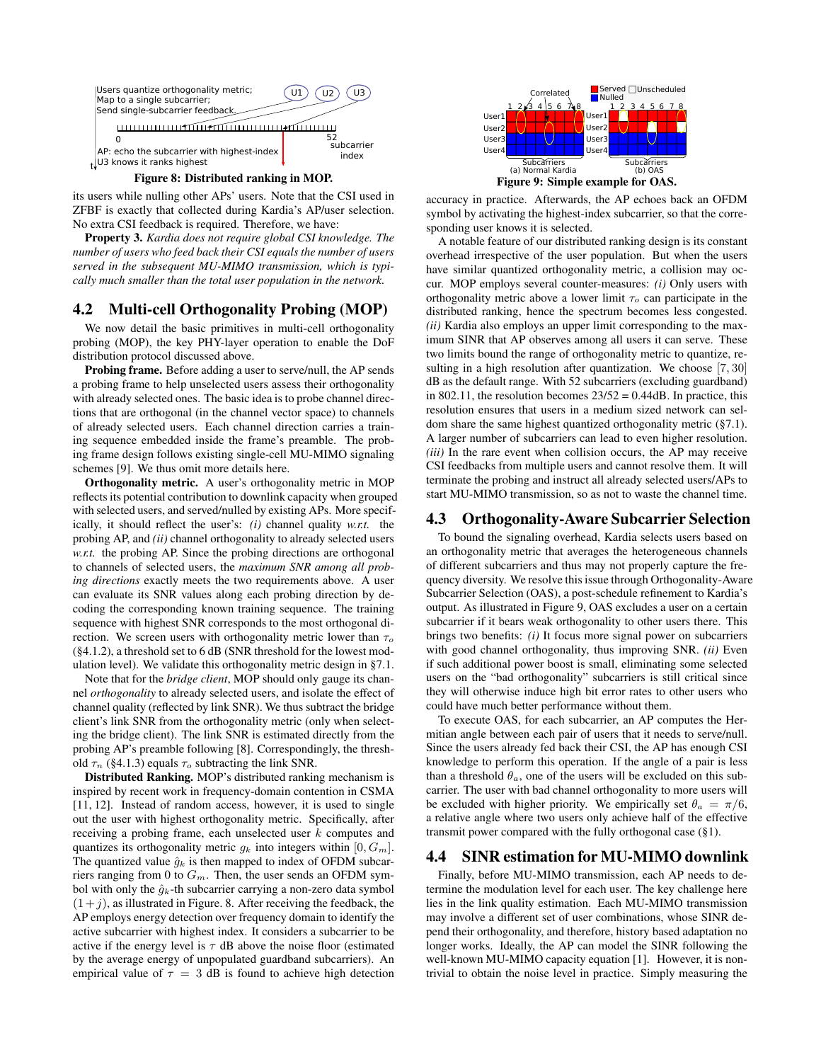Figure 8: Distributed ranking in MOP.

its users while nulling other APs' users. Note that the CSI used in ZFBF is exactly that collected during Kardia's AP/user selection. No extra CSI feedback is required. Therefore, we have:

**Property 3.** *Kardia does not require global CSI knowledge. The number of users who feed back their CSI equals the number of users served in the subsequent MU-MIMO transmission, which is typically much smaller than the total user population in the network.*

## 4.2 Multi-cell Orthogonality Probing (MOP)

We now detail the basic primitives in multi-cell orthogonality probing (MOP), the key PHY-layer operation to enable the DoF distribution protocol discussed above.

**Probing frame.** Before adding a user to serve/null, the AP sends a probing frame to help unselected users assess their orthogonality with already selected ones. The basic idea is to probe channel directions that are orthogonal (in the channel vector space) to channels of already selected users. Each channel direction carries a training sequence embedded inside the frame's preamble. The probing frame design follows existing single-cell MU-MIMO signaling schemes [9]. We thus omit more details here.

**Orthogonality metric.** A user's orthogonality metric in MOP reflects its potential contribution to downlink capacity when grouped with selected users, and served/nulled by existing APs. More specifically, it should reflect the user's: *(i)* channel quality *w.r.t.* the probing AP, and *(ii)* channel orthogonality to already selected users *w.r.t.* the probing AP. Since the probing directions are orthogonal to channels of selected users, the *maximum SNR among all probing directions* exactly meets the two requirements above. A user can evaluate its SNR values along each probing direction by decoding the corresponding known training sequence. The training sequence with highest SNR corresponds to the most orthogonal direction. We screen users with orthogonality metric lower than $\tau_o$ (§4.1.2), a threshold set to 6 dB (SNR threshold for the lowest modulation level). We validate this orthogonality metric design in §7.1.

Note that for the *bridge client*, MOP should only gauge its channel *orthogonality* to already selected users, and isolate the effect of channel quality (reflected by link SNR). We thus subtract the bridge client's link SNR from the orthogonality metric (only when selecting the bridge client). The link SNR is estimated directly from the probing AP's preamble following [8]. Correspondingly, the threshold $\tau_n$ (§4.1.3) equals $\tau_o$ subtracting the link SNR.

**Distributed Ranking.** MOP's distributed ranking mechanism is inspired by recent work in frequency-domain contention in CSMA [11, 12]. Instead of random access, however, it is used to single out the user with highest orthogonality metric. Specifically, after receiving a probing frame, each unselected user $k$ computes and quantizes its orthogonality metric $g_k$ into integers within $[0, G_m]$. The quantized value $\hat{g}_k$ is then mapped to index of OFDM subcarriers ranging from 0 to $G_m$. Then, the user sends an OFDM symbol with only the $\hat{g}_k$-th subcarrier carrying a non-zero data symbol $(1+j)$, as illustrated in Figure. 8. After receiving the feedback, the AP employs energy detection over frequency domain to identify the active subcarrier with highest index. It considers a subcarrier to be active if the energy level is $\tau$ dB above the noise floor (estimated by the average energy of unpopulated guardband subcarriers). An empirical value of $\tau = 3$ dB is found to achieve high detection

Figure 9: Simple example for OAS.

accuracy in practice. Afterwards, the AP echoes back an OFDM symbol by activating the highest-index subcarrier, so that the corresponding user knows it is selected.

A notable feature of our distributed ranking design is its constant overhead irrespective of the user population. But when the users have similar quantized orthogonality metric, a collision may occur. MOP employs several counter-measures: *(i)* Only users with orthogonality metric above a lower limit $\tau_o$ can participate in the distributed ranking, hence the spectrum becomes less congested. *(ii)* Kardia also employs an upper limit corresponding to the maximum SINR that AP observes among all users it can serve. These two limits bound the range of orthogonality metric to quantize, resulting in a high resolution after quantization. We choose $[7, 30]$ dB as the default range. With 52 subcarriers (excluding guardband) in 802.11, the resolution becomes 23/52 = 0.44dB. In practice, this resolution ensures that users in a medium sized network can seldom share the same highest quantized orthogonality metric (§7.1). A larger number of subcarriers can lead to even higher resolution. *(iii)* In the rare event when collision occurs, the AP may receive CSI feedbacks from multiple users and cannot resolve them. It will terminate the probing and instruct all already selected users/APs to start MU-MIMO transmission, so as not to waste the channel time.

## 4.3 Orthogonality-Aware Subcarrier Selection

To bound the signaling overhead, Kardia selects users based on an orthogonality metric that averages the heterogeneous channels of different subcarriers and thus may not properly capture the frequency diversity. We resolve this issue through Orthogonality-Aware Subcarrier Selection (OAS), a post-schedule refinement to Kardia's output. As illustrated in Figure 9, OAS excludes a user on a certain subcarrier if it bears weak orthogonality to other users there. This brings two benefits: *(i)* It focus more signal power on subcarriers with good channel orthogonality, thus improving SNR. *(ii)* Even if such additional power boost is small, eliminating some selected users on the "bad orthogonality" subcarriers is still critical since they will otherwise induce high bit error rates to other users who could have much better performance without them.

To execute OAS, for each subcarrier, an AP computes the Hermitian angle between each pair of users that it needs to serve/null. Since the users already fed back their CSI, the AP has enough CSI knowledge to perform this operation. If the angle of a pair is less than a threshold $\theta_a$, one of the users will be excluded on this subcarrier. The user with bad channel orthogonality to more users will be excluded with higher priority. We empirically set $\theta_a = \pi/6$, a relative angle where two users only achieve half of the effective transmit power compared with the fully orthogonal case (§1).

## 4.4 SINR estimation for MU-MIMO downlink

Finally, before MU-MIMO transmission, each AP needs to determine the modulation level for each user. The key challenge here lies in the link quality estimation. Each MU-MIMO transmission may involve a different set of user combinations, whose SINR depend their orthogonality, and therefore, history based adaptation no longer works. Ideally, the AP can model the SINR following the well-known MU-MIMO capacity equation [1]. However, it is nontrivial to obtain the noise level in practice. Simply measuring the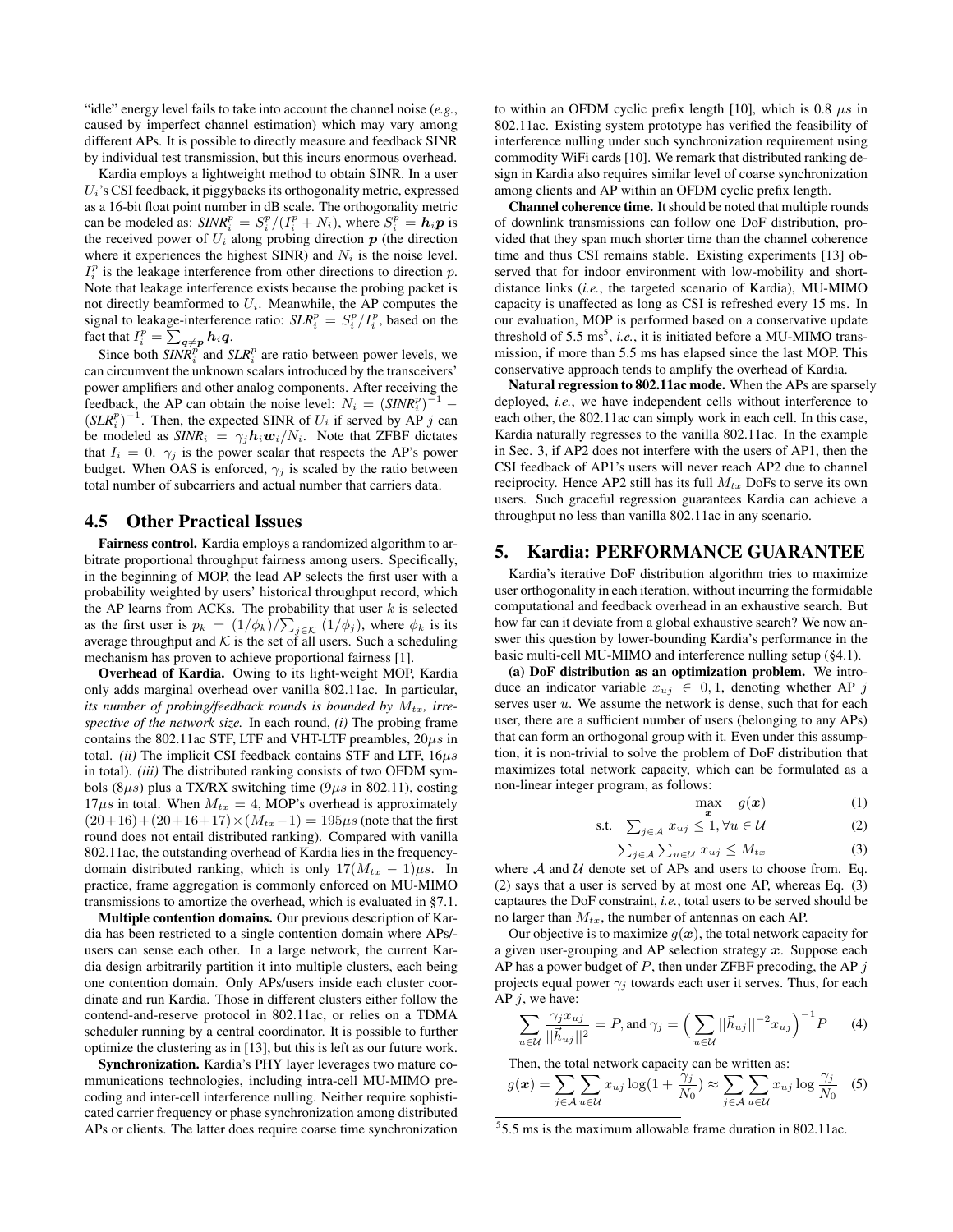"idle" energy level fails to take into account the channel noise (*e.g.*, caused by imperfect channel estimation) which may vary among different APs. It is possible to directly measure and feedback SINR by individual test transmission, but this incurs enormous overhead.

Kardia employs a lightweight method to obtain SINR. In a user $U_i$'s CSI feedback, it piggybacks its orthogonality metric, expressed as a 16-bit float point number in dB scale. The orthogonality metric can be modeled as: $SINR_i^p = S_i^p/(I_i^p + N_i)$, where $S_i^p = \boldsymbol{h}_i \boldsymbol{p}$ is the received power of $U_i$ along probing direction $\boldsymbol{p}$ (the direction where it experiences the highest SINR) and $N_i$ is the noise level. $I_i^p$ is the leakage interference from other directions to direction $p$. Note that leakage interference exists because the probing packet is not directly beamformed to $U_i$. Meanwhile, the AP computes the signal to leakage-interference ratio: $SLR_i^p = S_i^p/I_i^p$, based on the fact that $I_i^p = \sum_{\boldsymbol{q} \neq \boldsymbol{p}} \boldsymbol{h}_i \boldsymbol{q}$.

Since both $SINR_i^p$ and $SLR_i^p$ are ratio between power levels, we can circumvent the unknown scalars introduced by the transceivers' power amplifiers and other analog components. After receiving the feedback, the AP can obtain the noise level: $N_i = (SINR_i^p)^{-1} - (SLR_i^p)^{-1}$. Then, the expected SINR of $U_i$ if served by AP $j$ can be modeled as $SINR_i = \gamma_j \boldsymbol{h}_i \boldsymbol{w}_i / N_i$. Note that ZFBF dictates that $I_i = 0$. $\gamma_j$ is the power scalar that respects the AP's power budget. When OAS is enforced, $\gamma_j$ is scaled by the ratio between total number of subcarriers and actual number that carriers data.

## 4.5 Other Practical Issues

**Fairness control.** Kardia employs a randomized algorithm to arbitrate proportional throughput fairness among users. Specifically, in the beginning of MOP, the lead AP selects the first user with a probability weighted by users' historical throughput record, which the AP learns from ACKs. The probability that user $k$ is selected as the first user is $p_k = (1/\overline{\phi_k})/\sum_{j \in \mathcal{K}} (1/\overline{\phi_j})$, where $\overline{\phi_k}$ is its average throughput and $\mathcal{K}$ is the set of all users. Such a scheduling mechanism has proven to achieve proportional fairness [1].

**Overhead of Kardia.** Owing to its light-weight MOP, Kardia only adds marginal overhead over vanilla 802.11ac. In particular, *its number of probing/feedback rounds is bounded by $M_{tx}$, irrespective of the network size.* In each round, *(i)* The probing frame contains the 802.11ac STF, LTF and VHT-LTF preambles, $20\mu s$ in total. *(ii)* The implicit CSI feedback contains STF and LTF, $16\mu s$ in total). *(iii)* The distributed ranking consists of two OFDM symbols ($8\mu s$) plus a TX/RX switching time ($9\mu s$ in 802.11), costing $17\mu s$ in total. When $M_{tx} = 4$, MOP's overhead is approximately $(20+16)+(20+16+17)\times(M_{tx}-1) = 195\mu s$ (note that the first round does not entail distributed ranking). Compared with vanilla 802.11ac, the outstanding overhead of Kardia lies in the frequency-domain distributed ranking, which is only $17(M_{tx} - 1)\mu s$. In practice, frame aggregation is commonly enforced on MU-MIMO transmissions to amortize the overhead, which is evaluated in §7.1.

**Multiple contention domains.** Our previous description of Kardia has been restricted to a single contention domain where APs/users can sense each other. In a large network, the current Kardia design arbitrarily partition it into multiple clusters, each being one contention domain. Only APs/users inside each cluster coordinate and run Kardia. Those in different clusters either follow the contend-and-reserve protocol in 802.11ac, or relies on a TDMA scheduler running by a central coordinator. It is possible to further optimize the clustering as in [13], but this is left as our future work.

**Synchronization.** Kardia's PHY layer leverages two mature communications technologies, including intra-cell MU-MIMO precoding and inter-cell interference nulling. Neither require sophisticated carrier frequency or phase synchronization among distributed APs or clients. The latter does require coarse time synchronization to within an OFDM cyclic prefix length [10], which is 0.8 $\mu s$ in 802.11ac. Existing system prototype has verified the feasibility of interference nulling under such synchronization requirement using commodity WiFi cards [10]. We remark that distributed ranking design in Kardia also requires similar level of coarse synchronization among clients and AP within an OFDM cyclic prefix length.

**Channel coherence time.** It should be noted that multiple rounds of downlink transmissions can follow one DoF distribution, provided that they span much shorter time than the channel coherence time and thus CSI remains stable. Existing experiments [13] observed that for indoor environment with low-mobility and short-distance links (*i.e.*, the targeted scenario of Kardia), MU-MIMO capacity is unaffected as long as CSI is refreshed every 15 ms. In our evaluation, MOP is performed based on a conservative update threshold of 5.5 ms[5], *i.e.*, it is initiated before a MU-MIMO transmission, if more than 5.5 ms has elapsed since the last MOP. This conservative approach tends to amplify the overhead of Kardia.

**Natural regression to 802.11ac mode.** When the APs are sparsely deployed, *i.e.*, we have independent cells without interference to each other, the 802.11ac can simply work in each cell. In this case, Kardia naturally regresses to the vanilla 802.11ac. In the example in Sec. 3, if AP2 does not interfere with the users of AP1, then the CSI feedback of AP1's users will never reach AP2 due to channel reciprocity. Hence AP2 still has its full $M_{tx}$ DoFs to serve its own users. Such graceful regression guarantees Kardia can achieve a throughput no less than vanilla 802.11ac in any scenario.

# 5. Kardia: PERFORMANCE GUARANTEE

Kardia's iterative DoF distribution algorithm tries to maximize user orthogonality in each iteration, without incurring the formidable computational and feedback overhead in an exhaustive search. But how far can it deviate from a global exhaustive search? We now answer this question by lower-bounding Kardia's performance in the basic multi-cell MU-MIMO and interference nulling setup (§4.1).

**(a) DoF distribution as an optimization problem.** We introduce an indicator variable $x_{uj} \in 0, 1$, denoting whether AP $j$ serves user $u$. We assume the network is dense, such that for each user, there are a sufficient number of users (belonging to any APs) that can form an orthogonal group with it. Even under this assumption, it is non-trivial to solve the problem of DoF distribution that maximizes total network capacity, which can be formulated as a non-linear integer program, as follows:

$$\max_{\boldsymbol{x}} \quad g(\boldsymbol{x}) \tag{1}$$

$$\text{s.t.} \quad \textstyle\sum_{j \in \mathcal{A}} x_{uj} \leq 1, \forall u \in \mathcal{U} \tag{2}$$

$$\textstyle\sum_{j \in \mathcal{A}} \sum_{u \in \mathcal{U}} x_{uj} \leq M_{tx} \tag{3}$$

where $\mathcal{A}$ and $\mathcal{U}$ denote set of APs and users to choose from. Eq. (2) says that a user is served by at most one AP, whereas Eq. (3) captaures the DoF constraint, *i.e.*, total users to be served should be no larger than $M_{tx}$, the number of antennas on each AP.

Our objective is to maximize $g(\boldsymbol{x})$, the total network capacity for a given user-grouping and AP selection strategy $\boldsymbol{x}$. Suppose each AP has a power budget of $P$, then under ZFBF precoding, the AP $j$ projects equal power $\gamma_j$ towards each user it serves. Thus, for each AP $j$, we have:

$$\sum_{u \in \mathcal{U}} \frac{\gamma_j x_{uj}}{||\vec{h}_{uj}||^2} = P, \text{and } \gamma_j = \Big( \sum_{u \in \mathcal{U}} ||\vec{h}_{uj}||^{-2} x_{uj} \Big)^{-1} P \tag{4}$$

Then, the total network capacity can be written as:

$$g(\boldsymbol{x}) = \sum_{j \in \mathcal{A}} \sum_{u \in \mathcal{U}} x_{uj} \log(1 + \frac{\gamma_j}{N_0}) \approx \sum_{j \in \mathcal{A}} \sum_{u \in \mathcal{U}} x_{uj} \log \frac{\gamma_j}{N_0} \tag{5}$$

[5] 5.5 ms is the maximum allowable frame duration in 802.11ac.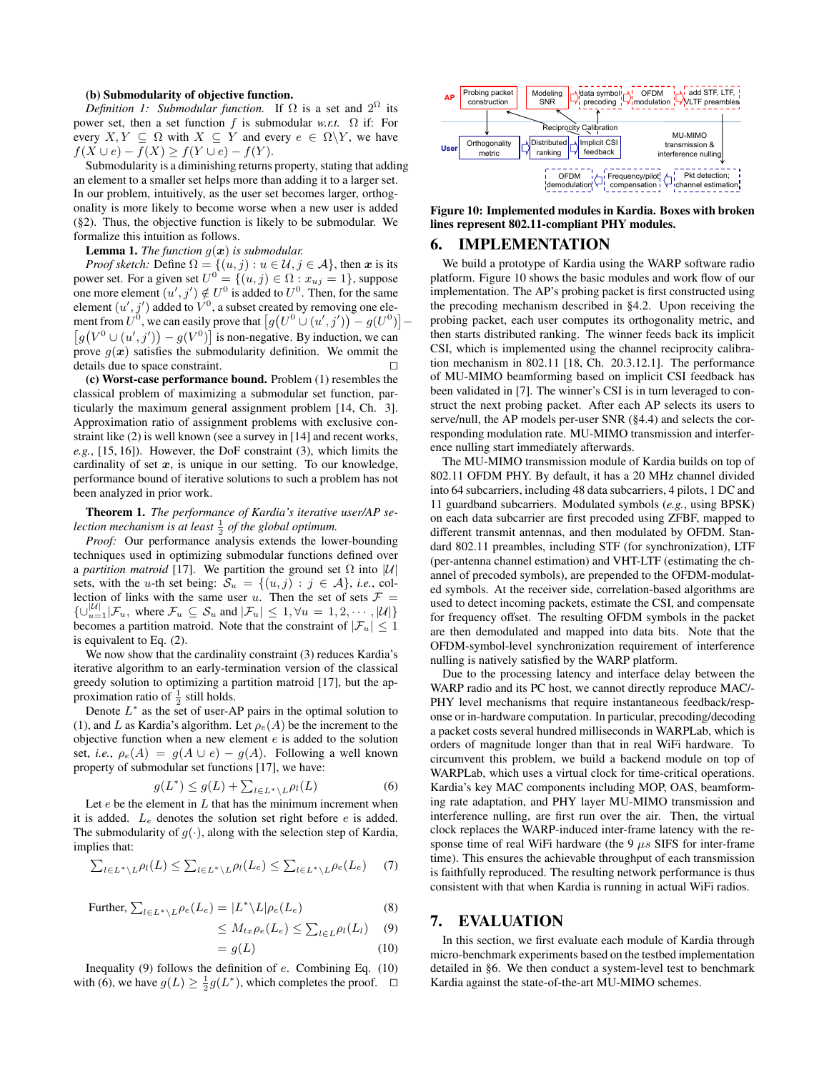**(b) Submodularity of objective function.**

*Definition 1: Submodular function.* If $\Omega$ is a set and $2^{\Omega}$ its power set, then a set function $f$ is submodular *w.r.t.* $\Omega$ if: For every $X, Y \subseteq \Omega$ with $X \subseteq Y$ and every $e \in \Omega \backslash Y$, we have $f(X \cup e) - f(X) \geq f(Y \cup e) - f(Y)$.

Submodularity is a diminishing returns property, stating that adding an element to a smaller set helps more than adding it to a larger set. In our problem, intuitively, as the user set becomes larger, orthogonality is more likely to become worse when a new user is added (§2). Thus, the objective function is likely to be submodular. We formalize this intuition as follows.

**Lemma 1.** *The function $g(\boldsymbol{x})$ is submodular.*

*Proof sketch:* Define $\Omega = \{(u, j) : u \in \mathcal{U}, j \in \mathcal{A}\}$, then $\boldsymbol{x}$ is its power set. For a given set $U^0 = \{(u, j) \in \Omega : x_{uj} = 1\}$, suppose one more element $(u', j') \notin U^0$ is added to $U^0$. Then, for the same element $(u', j')$ added to $V^0$, a subset created by removing one element from $U^0$, we can easily prove that $\left[g\big(U^0 \cup (u', j')\big) - g(U^0)\right] - \left[g\big(V^0 \cup (u', j')\big) - g(V^0)\right]$ is non-negative. By induction, we can prove $g(\boldsymbol{x})$ satisfies the submodularity definition. We ommit the details due to space constraint. □

**(c) Worst-case performance bound.** Problem (1) resembles the classical problem of maximizing a submodular set function, particularly the maximum general assignment problem [14, Ch. 3]. Approximation ratio of assignment problems with exclusive constraint like (2) is well known (see a survey in [14] and recent works, *e.g.*, [15, 16]). However, the DoF constraint (3), which limits the cardinality of set $\boldsymbol{x}$, is unique in our setting. To our knowledge, performance bound of iterative solutions to such a problem has not been analyzed in prior work.

**Theorem 1.** *The performance of Kardia's iterative user/AP selection mechanism is at least $\frac{1}{2}$ of the global optimum.*

*Proof:* Our performance analysis extends the lower-bounding techniques used in optimizing submodular functions defined over a *partition matroid* [17]. We partition the ground set $\Omega$ into $|\mathcal{U}|$ sets, with the $u$-th set being: $\mathcal{S}_u = \{(u, j) : j \in \mathcal{A}\}$, *i.e.*, collection of links with the same user $u$. Then the set of sets $\mathcal{F} = \{\cup_{u=1}^{|\mathcal{U}|} \mathcal{F}_u$, where $\mathcal{F}_u \subseteq \mathcal{S}_u$ and $|\mathcal{F}_u| \leq 1, \forall u = 1, 2, \cdots, |\mathcal{U}|\}$ becomes a partition matroid. Note that the constraint of $|\mathcal{F}_u| \leq 1$ is equivalent to Eq. (2).

We now show that the cardinality constraint (3) reduces Kardia's iterative algorithm to an early-termination version of the classical greedy solution to optimizing a partition matroid [17], but the approximation ratio of $\frac{1}{2}$ still holds.

Denote $L^*$ as the set of user-AP pairs in the optimal solution to (1), and $L$ as Kardia's algorithm. Let $\rho_e(A)$ be the increment to the objective function when a new element $e$ is added to the solution set, *i.e.*, $\rho_e(A) = g(A \cup e) - g(A)$. Following a well known property of submodular set functions [17], we have:

$$g(L^*) \leq g(L) + \sum_{l \in L^* \backslash L} \rho_l(L) \quad (6)$$

Let $e$ be the element in $L$ that has the minimum increment when it is added. $L_e$ denotes the solution set right before $e$ is added. The submodularity of $g(\cdot)$, along with the selection step of Kardia, implies that:

$$\sum_{l \in L^* \backslash L} \rho_l(L) \leq \sum_{l \in L^* \backslash L} \rho_l(L_e) \leq \sum_{l \in L^* \backslash L} \rho_e(L_e) \quad (7)$$

Further, 
$$\sum_{l \in L^* \backslash L} \rho_e(L_e) = |L^* \backslash L| \rho_e(L_e) \quad (8)$$
$$\leq M_{tx} \rho_e(L_e) \leq \sum_{l \in L} \rho_l(L_l) \quad (9)$$
$$= g(L) \quad (10)$$

Inequality (9) follows the definition of $e$. Combining Eq. (10) with (6), we have $g(L) \geq \frac{1}{2} g(L^*)$, which completes the proof. □

**Figure 10: Implemented modules in Kardia. Boxes with broken lines represent 802.11-compliant PHY modules.**

# 6. IMPLEMENTATION

We build a prototype of Kardia using the WARP software radio platform. Figure 10 shows the basic modules and work flow of our implementation. The AP's probing packet is first constructed using the precoding mechanism described in §4.2. Upon receiving the probing packet, each user computes its orthogonality metric, and then starts distributed ranking. The winner feeds back its implicit CSI, which is implemented using the channel reciprocity calibration mechanism in 802.11 [18, Ch. 20.3.12.1]. The performance of MU-MIMO beamforming based on implicit CSI feedback has been validated in [7]. The winner's CSI is in turn leveraged to construct the next probing packet. After each AP selects its users to serve/null, the AP models per-user SNR (§4.4) and selects the corresponding modulation rate. MU-MIMO transmission and interference nulling start immediately afterwards.

The MU-MIMO transmission module of Kardia builds on top of 802.11 OFDM PHY. By default, it has a 20 MHz channel divided into 64 subcarriers, including 48 data subcarriers, 4 pilots, 1 DC and 11 guardband subcarriers. Modulated symbols (*e.g.*, using BPSK) on each data subcarrier are first precoded using ZFBF, mapped to different transmit antennas, and then modulated by OFDM. Standard 802.11 preambles, including STF (for synchronization), LTF (per-antenna channel estimation) and VHT-LTF (estimating the channel of precoded symbols), are prepended to the OFDM-modulated symbols. At the receiver side, correlation-based algorithms are used to detect incoming packets, estimate the CSI, and compensate for frequency offset. The resulting OFDM symbols in the packet are then demodulated and mapped into data bits. Note that the OFDM-symbol-level synchronization requirement of interference nulling is natively satisfied by the WARP platform.

Due to the processing latency and interface delay between the WARP radio and its PC host, we cannot directly reproduce MAC/PHY level mechanisms that require instantaneous feedback/response or in-hardware computation. In particular, precoding/decoding a packet costs several hundred milliseconds in WARPLab, which is orders of magnitude longer than that in real WiFi hardware. To circumvent this problem, we build a backend module on top of WARPLab, which uses a virtual clock for time-critical operations. Kardia's key MAC components including MOP, OAS, beamforming rate adaptation, and PHY layer MU-MIMO transmission and interference nulling, are first run over the air. Then, the virtual clock replaces the WARP-induced inter-frame latency with the response time of real WiFi hardware (the 9 $\mu s$ SIFS for inter-frame time). This ensures the achievable throughput of each transmission is faithfully reproduced. The resulting network performance is thus consistent with that when Kardia is running in actual WiFi radios.

# 7. EVALUATION

In this section, we first evaluate each module of Kardia through micro-benchmark experiments based on the testbed implementation detailed in §6. We then conduct a system-level test to benchmark Kardia against the state-of-the-art MU-MIMO schemes.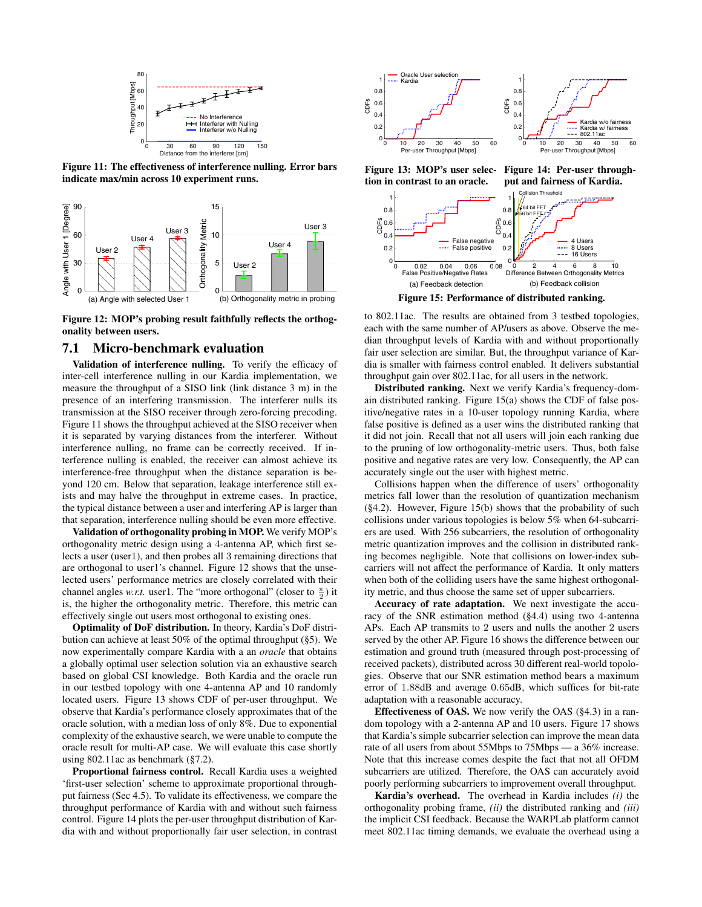Figure 11: The effectiveness of interference nulling. Error bars indicate max/min across 10 experiment runs.

Figure 12: MOP's probing result faithfully reflects the orthogonality between users.

## 7.1 Micro-benchmark evaluation

**Validation of interference nulling.** To verify the efficacy of inter-cell interference nulling in our Kardia implementation, we measure the throughput of a SISO link (link distance 3 m) in the presence of an interfering transmission. The interferer nulls its transmission at the SISO receiver through zero-forcing precoding. Figure 11 shows the throughput achieved at the SISO receiver when it is separated by varying distances from the interferer. Without interference nulling, no frame can be correctly received. If interference nulling is enabled, the receiver can almost achieve its interference-free throughput when the distance separation is beyond 120 cm. Below that separation, leakage interference still exists and may halve the throughput in extreme cases. In practice, the typical distance between a user and interfering AP is larger than that separation, interference nulling should be even more effective.

**Validation of orthogonality probing in MOP.** We verify MOP's orthogonality metric design using a 4-antenna AP, which first selects a user (user1), and then probes all 3 remaining directions that are orthogonal to user1's channel. Figure 12 shows that the unselected users' performance metrics are closely correlated with their channel angles *w.r.t.* user1. The "more orthogonal" (closer to $\frac{\pi}{2}$) it is, the higher the orthogonality metric. Therefore, this metric can effectively single out users most orthogonal to existing ones.

**Optimality of DoF distribution.** In theory, Kardia's DoF distribution can achieve at least 50% of the optimal throughput (§5). We now experimentally compare Kardia with a an *oracle* that obtains a globally optimal user selection solution via an exhaustive search based on global CSI knowledge. Both Kardia and the oracle run in our testbed topology with one 4-antenna AP and 10 randomly located users. Figure 13 shows CDF of per-user throughput. We observe that Kardia's performance closely approximates that of the oracle solution, with a median loss of only 8%. Due to exponential complexity of the exhaustive search, we were unable to compute the oracle result for multi-AP case. We will evaluate this case shortly using 802.11ac as benchmark (§7.2).

**Proportional fairness control.** Recall Kardia uses a weighted 'first-user selection' scheme to approximate proportional throughput fairness (Sec 4.5). To validate its effectiveness, we compare the throughput performance of Kardia with and without such fairness control. Figure 14 plots the per-user throughput distribution of Kardia with and without proportionally fair user selection, in contrast to 802.11ac. The results are obtained from 3 testbed topologies, each with the same number of AP/users as above. Observe the median throughput levels of Kardia with and without proportionally fair user selection are similar. But, the throughput variance of Kardia is smaller with fairness control enabled. It delivers substantial throughput gain over 802.11ac, for all users in the network.

Figure 13: MOP's user selection in contrast to an oracle.

Figure 14: Per-user throughput and fairness of Kardia.

Figure 15: Performance of distributed ranking. (a) Feedback detection (b) Feedback collision

**Distributed ranking.** Next we verify Kardia's frequency-domain distributed ranking. Figure 15(a) shows the CDF of false positive/negative rates in a 10-user topology running Kardia, where false positive is defined as a user wins the distributed ranking that it did not join. Recall that not all users will join each ranking due to the pruning of low orthogonality-metric users. Thus, both false positive and negative rates are very low. Consequently, the AP can accurately single out the user with highest metric.

Collisions happen when the difference of users' orthogonality metrics fall lower than the resolution of quantization mechanism (§4.2). However, Figure 15(b) shows that the probability of such collisions under various topologies is below 5% when 64-subcarriers are used. With 256 subcarriers, the resolution of orthogonality metric quantization improves and the collision in distributed ranking becomes negligible. Note that collisions on lower-index subcarriers will not affect the performance of Kardia. It only matters when both of the colliding users have the same highest orthogonality metric, and thus choose the same set of upper subcarriers.

**Accuracy of rate adaptation.** We next investigate the accuracy of the SNR estimation method (§4.4) using two 4-antenna APs. Each AP transmits to 2 users and nulls the another 2 users served by the other AP. Figure 16 shows the difference between our estimation and ground truth (measured through post-processing of received packets), distributed across 30 different real-world topologies. Observe that our SNR estimation method bears a maximum error of 1.88dB and average 0.65dB, which suffices for bit-rate adaptation with a reasonable accuracy.

**Effectiveness of OAS.** We now verify the OAS (§4.3) in a random topology with a 2-antenna AP and 10 users. Figure 17 shows that Kardia's simple subcarrier selection can improve the mean data rate of all users from about 55Mbps to 75Mbps — a 36% increase. Note that this increase comes despite the fact that not all OFDM subcarriers are utilized. Therefore, the OAS can accurately avoid poorly performing subcarriers to improve overall throughput.

**Kardia's overhead.** The overhead in Kardia includes *(i)* the orthogonality probing frame, *(ii)* the distributed ranking and *(iii)* the implicit CSI feedback. Because the WARPLab platform cannot meet 802.11ac timing demands, we evaluate the overhead using a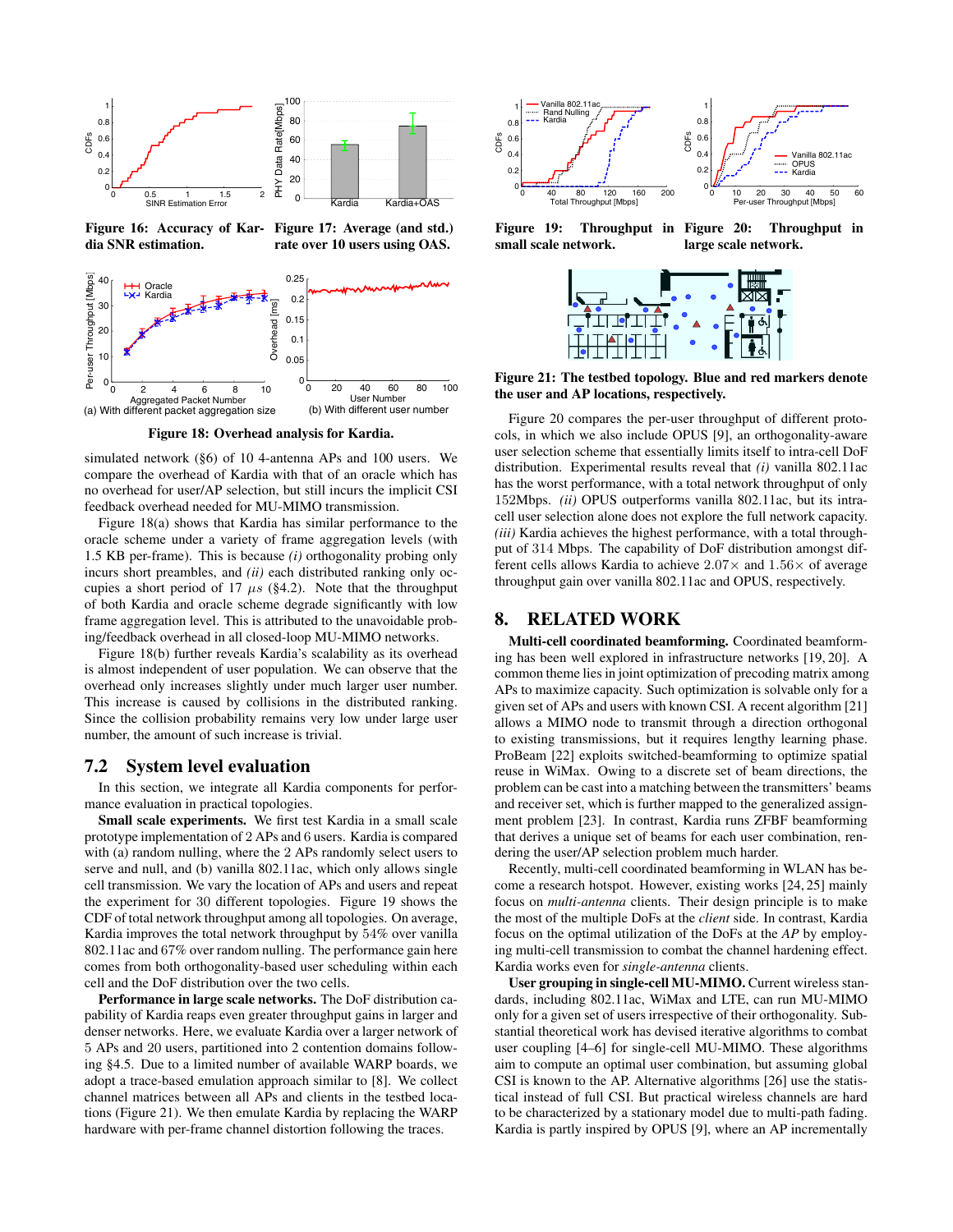Figure 16: Accuracy of Kardia SNR estimation.

Figure 17: Average (and std.) rate over 10 users using OAS.

Figure 18: Overhead analysis for Kardia.

Figure 19: Throughput in small scale network.

Figure 20: Throughput in large scale network.

Figure 21: The testbed topology. Blue and red markers denote the user and AP locations, respectively.

simulated network (§6) of 10 4-antenna APs and 100 users. We compare the overhead of Kardia with that of an oracle which has no overhead for user/AP selection, but still incurs the implicit CSI feedback overhead needed for MU-MIMO transmission.

Figure 18(a) shows that Kardia has similar performance to the oracle scheme under a variety of frame aggregation levels (with 1.5 KB per-frame). This is because *(i)* orthogonality probing only incurs short preambles, and *(ii)* each distributed ranking only occupies a short period of 17 $\mu s$ (§4.2). Note that the throughput of both Kardia and oracle scheme degrade significantly with low frame aggregation level. This is attributed to the unavoidable probing/feedback overhead in all closed-loop MU-MIMO networks.

Figure 18(b) further reveals Kardia's scalability as its overhead is almost independent of user population. We can observe that the overhead only increases slightly under much larger user number. This increase is caused by collisions in the distributed ranking. Since the collision probability remains very low under large user number, the amount of such increase is trivial.

## 7.2 System level evaluation

In this section, we integrate all Kardia components for performance evaluation in practical topologies.

**Small scale experiments.** We first test Kardia in a small scale prototype implementation of 2 APs and 6 users. Kardia is compared with (a) random nulling, where the 2 APs randomly select users to serve and null, and (b) vanilla 802.11ac, which only allows single cell transmission. We vary the location of APs and users and repeat the experiment for 30 different topologies. Figure 19 shows the CDF of total network throughput among all topologies. On average, Kardia improves the total network throughput by 54% over vanilla 802.11ac and 67% over random nulling. The performance gain here comes from both orthogonality-based user scheduling within each cell and the DoF distribution over the two cells.

**Performance in large scale networks.** The DoF distribution capability of Kardia reaps even greater throughput gains in larger and denser networks. Here, we evaluate Kardia over a larger network of 5 APs and 20 users, partitioned into 2 contention domains following §4.5. Due to a limited number of available WARP boards, we adopt a trace-based emulation approach similar to [8]. We collect channel matrices between all APs and clients in the testbed locations (Figure 21). We then emulate Kardia by replacing the WARP hardware with per-frame channel distortion following the traces.

Figure 20 compares the per-user throughput of different protocols, in which we also include OPUS [9], an orthogonality-aware user selection scheme that essentially limits itself to intra-cell DoF distribution. Experimental results reveal that *(i)* vanilla 802.11ac has the worst performance, with a total network throughput of only 152Mbps. *(ii)* OPUS outperforms vanilla 802.11ac, but its intra-cell user selection alone does not explore the full network capacity. *(iii)* Kardia achieves the highest performance, with a total throughput of 314 Mbps. The capability of DoF distribution amongst different cells allows Kardia to achieve 2.07× and 1.56× of average throughput gain over vanilla 802.11ac and OPUS, respectively.

# 8. RELATED WORK

**Multi-cell coordinated beamforming.** Coordinated beamforming has been well explored in infrastructure networks [19, 20]. A common theme lies in joint optimization of precoding matrix among APs to maximize capacity. Such optimization is solvable only for a given set of APs and users with known CSI. A recent algorithm [21] allows a MIMO node to transmit through a direction orthogonal to existing transmissions, but it requires lengthy learning phase. ProBeam [22] exploits switched-beamforming to optimize spatial reuse in WiMax. Owing to a discrete set of beam directions, the problem can be cast into a matching between the transmitters' beams and receiver set, which is further mapped to the generalized assignment problem [23]. In contrast, Kardia runs ZFBF beamforming that derives a unique set of beams for each user combination, rendering the user/AP selection problem much harder.

Recently, multi-cell coordinated beamforming in WLAN has become a research hotspot. However, existing works [24, 25] mainly focus on *multi-antenna* clients. Their design principle is to make the most of the multiple DoFs at the *client* side. In contrast, Kardia focus on the optimal utilization of the DoFs at the *AP* by employing multi-cell transmission to combat the channel hardening effect. Kardia works even for *single-antenna* clients.

**User grouping in single-cell MU-MIMO.** Current wireless standards, including 802.11ac, WiMax and LTE, can run MU-MIMO only for a given set of users irrespective of their orthogonality. Substantial theoretical work has devised iterative algorithms to combat user coupling [4–6] for single-cell MU-MIMO. These algorithms aim to compute an optimal user combination, but assuming global CSI is known to the AP. Alternative algorithms [26] use the statistical instead of full CSI. But practical wireless channels are hard to be characterized by a stationary model due to multi-path fading. Kardia is partly inspired by OPUS [9], where an AP incrementally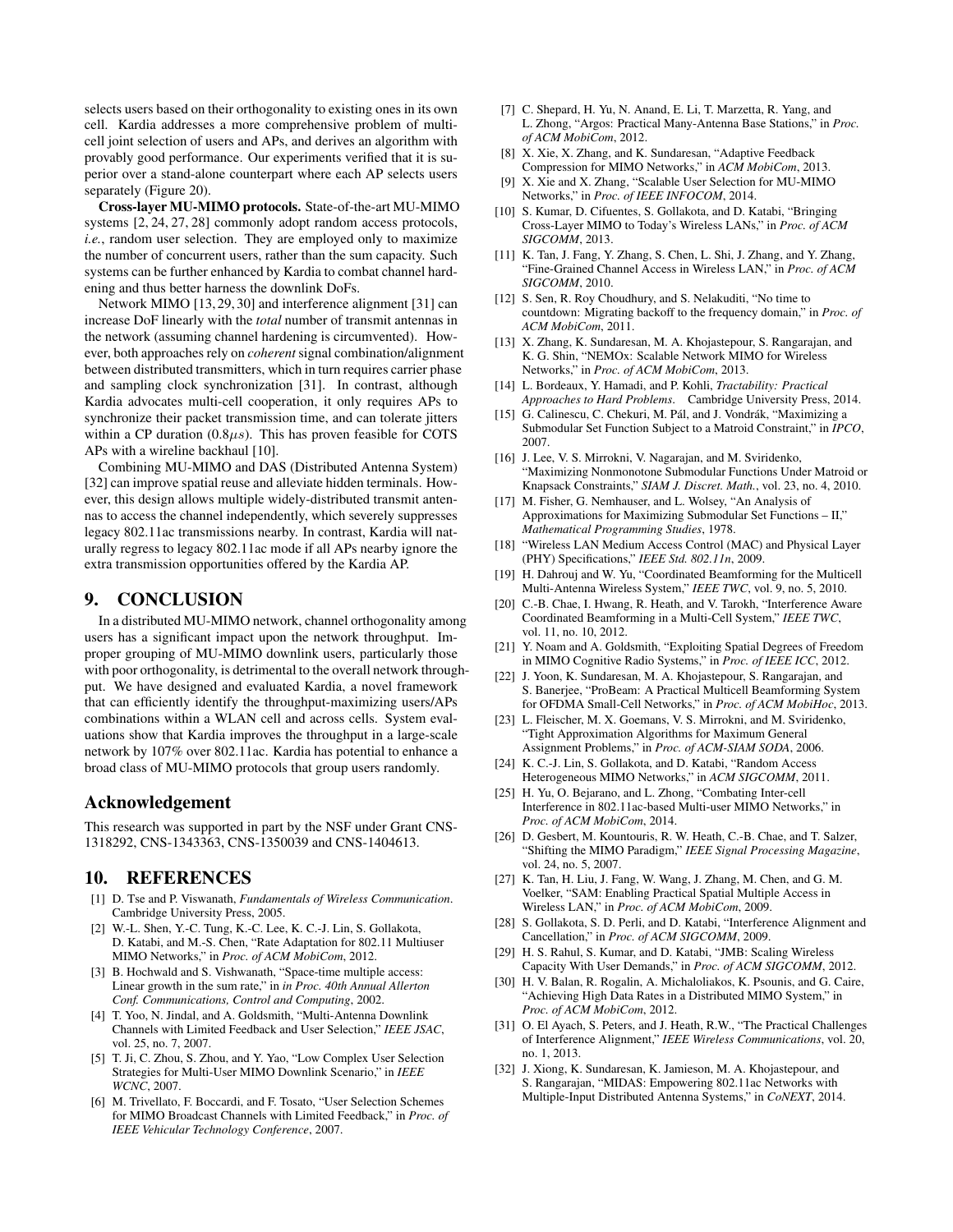selects users based on their orthogonality to existing ones in its own cell. Kardia addresses a more comprehensive problem of multi-cell joint selection of users and APs, and derives an algorithm with provably good performance. Our experiments verified that it is superior over a stand-alone counterpart where each AP selects users separately (Figure 20).

**Cross-layer MU-MIMO protocols.** State-of-the-art MU-MIMO systems [2, 24, 27, 28] commonly adopt random access protocols, *i.e.*, random user selection. They are employed only to maximize the number of concurrent users, rather than the sum capacity. Such systems can be further enhanced by Kardia to combat channel hardening and thus better harness the downlink DoFs.

Network MIMO [13, 29, 30] and interference alignment [31] can increase DoF linearly with the *total* number of transmit antennas in the network (assuming channel hardening is circumvented). However, both approaches rely on *coherent* signal combination/alignment between distributed transmitters, which in turn requires carrier phase and sampling clock synchronization [31]. In contrast, although Kardia advocates multi-cell cooperation, it only requires APs to synchronize their packet transmission time, and can tolerate jitters within a CP duration ($0.8\mu s$). This has proven feasible for COTS APs with a wireline backhaul [10].

Combining MU-MIMO and DAS (Distributed Antenna System) [32] can improve spatial reuse and alleviate hidden terminals. However, this design allows multiple widely-distributed transmit antennas to access the channel independently, which severely suppresses legacy 802.11ac transmissions nearby. In contrast, Kardia will naturally regress to legacy 802.11ac mode if all APs nearby ignore the extra transmission opportunities offered by the Kardia AP.

# 9. CONCLUSION

In a distributed MU-MIMO network, channel orthogonality among users has a significant impact upon the network throughput. Improper grouping of MU-MIMO downlink users, particularly those with poor orthogonality, is detrimental to the overall network throughput. We have designed and evaluated Kardia, a novel framework that can efficiently identify the throughput-maximizing users/APs combinations within a WLAN cell and across cells. System evaluations show that Kardia improves the throughput in a large-scale network by 107% over 802.11ac. Kardia has potential to enhance a broad class of MU-MIMO protocols that group users randomly.

## Acknowledgement

This research was supported in part by the NSF under Grant CNS-1318292, CNS-1343363, CNS-1350039 and CNS-1404613.

# 10. REFERENCES

[1] D. Tse and P. Viswanath, *Fundamentals of Wireless Communication*. Cambridge University Press, 2005.

[2] W.-L. Shen, Y.-C. Tung, K.-C. Lee, K. C.-J. Lin, S. Gollakota, D. Katabi, and M.-S. Chen, "Rate Adaptation for 802.11 Multiuser MIMO Networks," in *Proc. of ACM MobiCom*, 2012.

[3] B. Hochwald and S. Vishwanath, "Space-time multiple access: Linear growth in the sum rate," in *in Proc. 40th Annual Allerton Conf. Communications, Control and Computing*, 2002.

[4] T. Yoo, N. Jindal, and A. Goldsmith, "Multi-Antenna Downlink Channels with Limited Feedback and User Selection," *IEEE JSAC*, vol. 25, no. 7, 2007.

[5] T. Ji, C. Zhou, S. Zhou, and Y. Yao, "Low Complex User Selection Strategies for Multi-User MIMO Downlink Scenario," in *IEEE WCNC*, 2007.

[6] M. Trivellato, F. Boccardi, and F. Tosato, "User Selection Schemes for MIMO Broadcast Channels with Limited Feedback," in *Proc. of IEEE Vehicular Technology Conference*, 2007.

[7] C. Shepard, H. Yu, N. Anand, E. Li, T. Marzetta, R. Yang, and L. Zhong, "Argos: Practical Many-Antenna Base Stations," in *Proc. of ACM MobiCom*, 2012.

[8] X. Xie, X. Zhang, and K. Sundaresan, "Adaptive Feedback Compression for MIMO Networks," in *ACM MobiCom*, 2013.

[9] X. Xie and X. Zhang, "Scalable User Selection for MU-MIMO Networks," in *Proc. of IEEE INFOCOM*, 2014.

[10] S. Kumar, D. Cifuentes, S. Gollakota, and D. Katabi, "Bringing Cross-Layer MIMO to Today's Wireless LANs," in *Proc. of ACM SIGCOMM*, 2013.

[11] K. Tan, J. Fang, Y. Zhang, S. Chen, L. Shi, J. Zhang, and Y. Zhang, "Fine-Grained Channel Access in Wireless LAN," in *Proc. of ACM SIGCOMM*, 2010.

[12] S. Sen, R. Roy Choudhury, and S. Nelakuditi, "No time to countdown: Migrating backoff to the frequency domain," in *Proc. of ACM MobiCom*, 2011.

[13] X. Zhang, K. Sundaresan, M. A. Khojastepour, S. Rangarajan, and K. G. Shin, "NEMOx: Scalable Network MIMO for Wireless Networks," in *Proc. of ACM MobiCom*, 2013.

[14] L. Bordeaux, Y. Hamadi, and P. Kohli, *Tractability: Practical Approaches to Hard Problems*. Cambridge University Press, 2014.

[15] G. Calinescu, C. Chekuri, M. Pál, and J. Vondrák, "Maximizing a Submodular Set Function Subject to a Matroid Constraint," in *IPCO*, 2007.

[16] J. Lee, V. S. Mirrokni, V. Nagarajan, and M. Sviridenko, "Maximizing Nonmonotone Submodular Functions Under Matroid or Knapsack Constraints," *SIAM J. Discret. Math.*, vol. 23, no. 4, 2010.

[17] M. Fisher, G. Nemhauser, and L. Wolsey, "An Analysis of Approximations for Maximizing Submodular Set Functions – II," *Mathematical Programming Studies*, 1978.

[18] "Wireless LAN Medium Access Control (MAC) and Physical Layer (PHY) Specifications," *IEEE Std. 802.11n*, 2009.

[19] H. Dahrouj and W. Yu, "Coordinated Beamforming for the Multicell Multi-Antenna Wireless System," *IEEE TWC*, vol. 9, no. 5, 2010.

[20] C.-B. Chae, I. Hwang, R. Heath, and V. Tarokh, "Interference Aware Coordinated Beamforming in a Multi-Cell System," *IEEE TWC*, vol. 11, no. 10, 2012.

[21] Y. Noam and A. Goldsmith, "Exploiting Spatial Degrees of Freedom in MIMO Cognitive Radio Systems," in *Proc. of IEEE ICC*, 2012.

[22] J. Yoon, K. Sundaresan, M. A. Khojastepour, S. Rangarajan, and S. Banerjee, "ProBeam: A Practical Multicell Beamforming System for OFDMA Small-Cell Networks," in *Proc. of ACM MobiHoc*, 2013.

[23] L. Fleischer, M. X. Goemans, V. S. Mirrokni, and M. Sviridenko, "Tight Approximation Algorithms for Maximum General Assignment Problems," in *Proc. of ACM-SIAM SODA*, 2006.

[24] K. C.-J. Lin, S. Gollakota, and D. Katabi, "Random Access Heterogeneous MIMO Networks," in *ACM SIGCOMM*, 2011.

[25] H. Yu, O. Bejarano, and L. Zhong, "Combating Inter-cell Interference in 802.11ac-based Multi-user MIMO Networks," in *Proc. of ACM MobiCom*, 2014.

[26] D. Gesbert, M. Kountouris, R. W. Heath, C.-B. Chae, and T. Salzer, "Shifting the MIMO Paradigm," *IEEE Signal Processing Magazine*, vol. 24, no. 5, 2007.

[27] K. Tan, H. Liu, J. Fang, W. Wang, J. Zhang, M. Chen, and G. M. Voelker, "SAM: Enabling Practical Spatial Multiple Access in Wireless LAN," in *Proc. of ACM MobiCom*, 2009.

[28] S. Gollakota, S. D. Perli, and D. Katabi, "Interference Alignment and Cancellation," in *Proc. of ACM SIGCOMM*, 2009.

[29] H. S. Rahul, S. Kumar, and D. Katabi, "JMB: Scaling Wireless Capacity With User Demands," in *Proc. of ACM SIGCOMM*, 2012.

[30] H. V. Balan, R. Rogalin, A. Michaloliakos, K. Psounis, and G. Caire, "Achieving High Data Rates in a Distributed MIMO System," in *Proc. of ACM MobiCom*, 2012.

[31] O. El Ayach, S. Peters, and J. Heath, R.W., "The Practical Challenges of Interference Alignment," *IEEE Wireless Communications*, vol. 20, no. 1, 2013.

[32] J. Xiong, K. Sundaresan, K. Jamieson, M. A. Khojastepour, and S. Rangarajan, "MIDAS: Empowering 802.11ac Networks with Multiple-Input Distributed Antenna Systems," in *CoNEXT*, 2014.